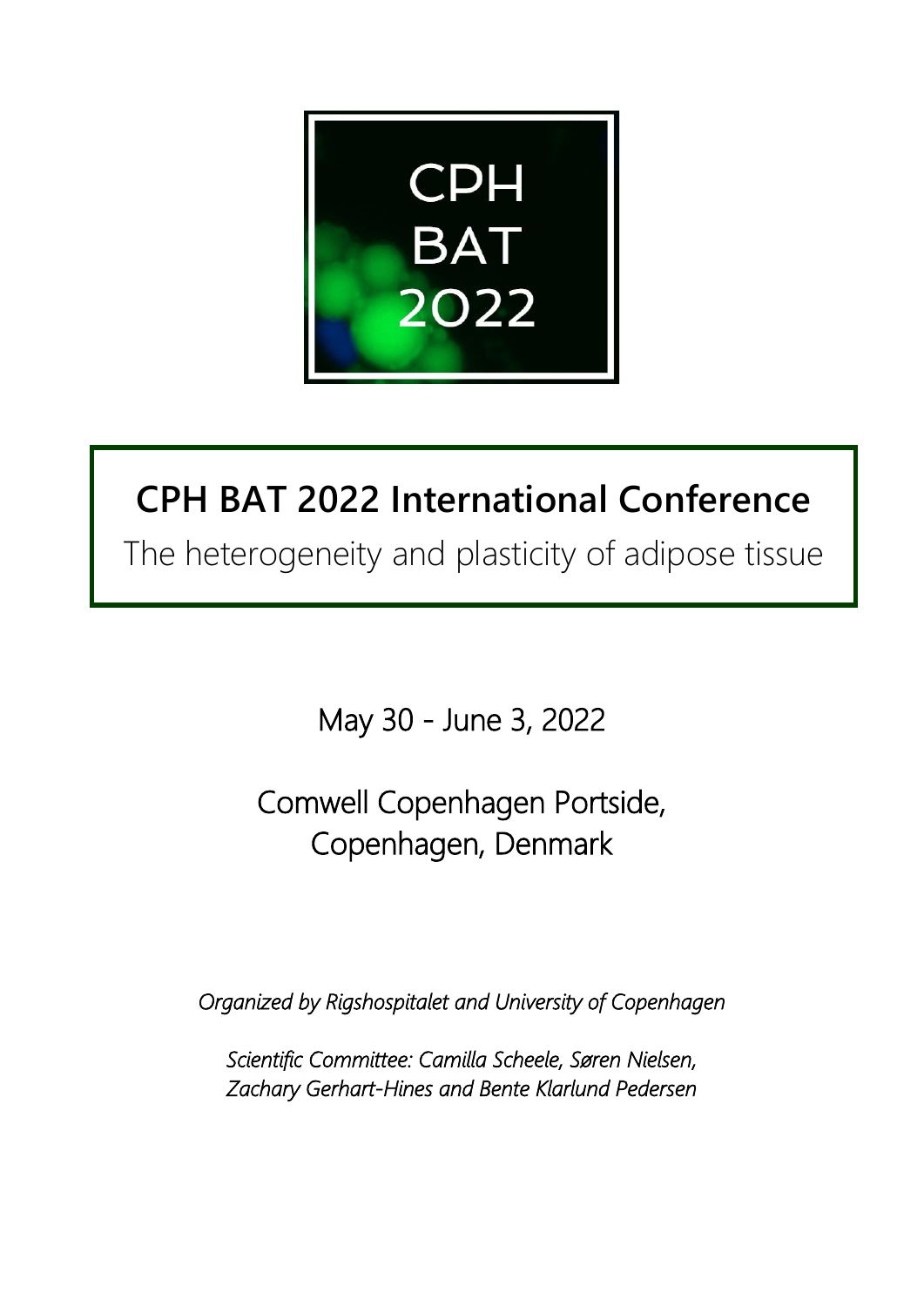CPH
BAT
2022

# CPH BAT 2022 International Conference

The heterogeneity and plasticity of adipose tissue

May 30 - June 3, 2022

Comwell Copenhagen Portside,
Copenhagen, Denmark

*Organized by Rigshospitalet and University of Copenhagen*

*Scientific Committee: Camilla Scheele, Søren Nielsen, Zachary Gerhart-Hines and Bente Klarlund Pedersen*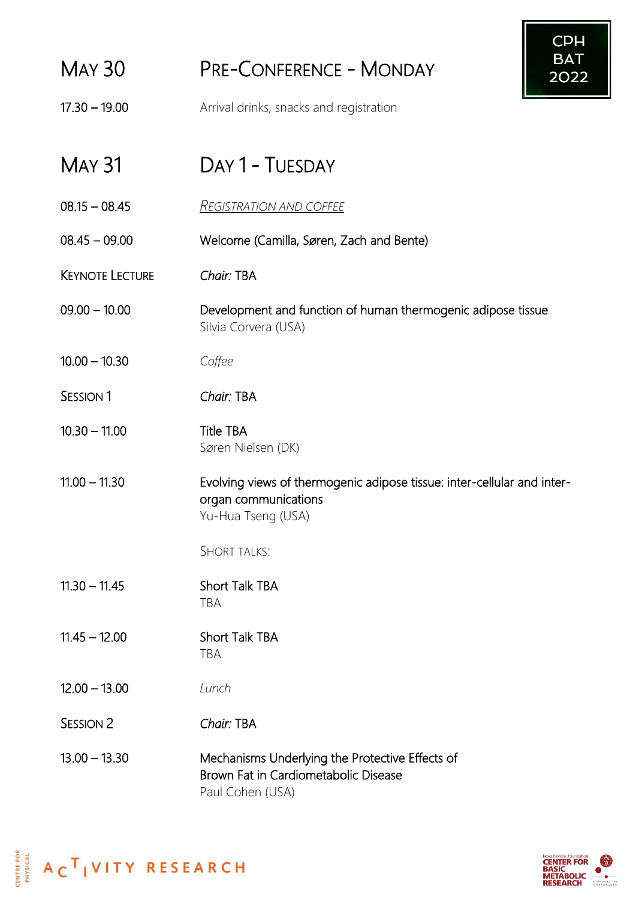## May 30 — Pre-Conference - Monday

| | |
|---|---|
| 17.30 – 19.00 | Arrival drinks, snacks and registration |

## May 31 — Day 1 - Tuesday

| | |
|---|---|
| 08.15 – 08.45 | *Registration and coffee* |
| 08.45 – 09.00 | Welcome (Camilla, Søren, Zach and Bente) |
| Keynote Lecture | *Chair:* TBA |
| 09.00 – 10.00 | Development and function of human thermogenic adipose tissue<br>Silvia Corvera (USA) |
| 10.00 – 10.30 | *Coffee* |
| Session 1 | *Chair:* TBA |
| 10.30 – 11.00 | Title TBA<br>Søren Nielsen (DK) |
| 11.00 – 11.30 | Evolving views of thermogenic adipose tissue: inter-cellular and inter-organ communications<br>Yu-Hua Tseng (USA) |
| | Short talks: |
| 11.30 – 11.45 | Short Talk TBA<br>TBA |
| 11.45 – 12.00 | Short Talk TBA<br>TBA |
| 12.00 – 13.00 | *Lunch* |
| Session 2 | *Chair:* TBA |
| 13.00 – 13.30 | Mechanisms Underlying the Protective Effects of Brown Fat in Cardiometabolic Disease<br>Paul Cohen (USA) |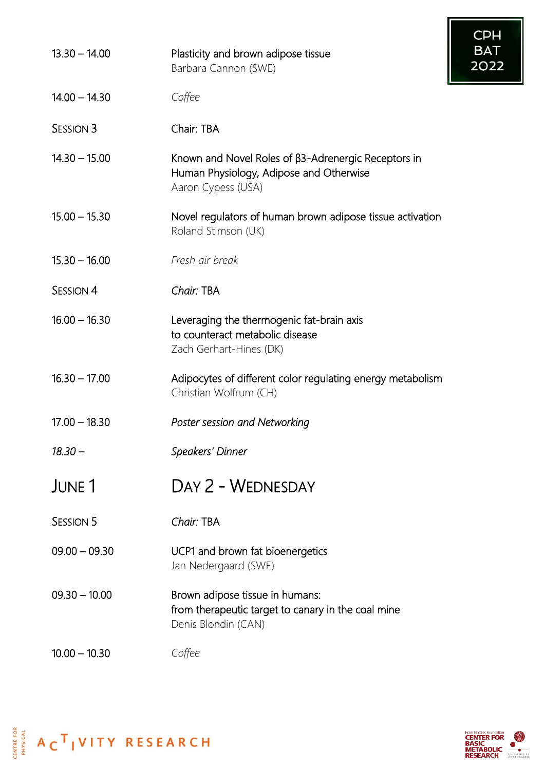| | |
|---|---|
| 13.30 – 14.00 | Plasticity and brown adipose tissue<br>Barbara Cannon (SWE) |
| 14.00 – 14.30 | *Coffee* |
| SESSION 3 | Chair: TBA |
| 14.30 – 15.00 | Known and Novel Roles of β3-Adrenergic Receptors in Human Physiology, Adipose and Otherwise<br>Aaron Cypess (USA) |
| 15.00 – 15.30 | Novel regulators of human brown adipose tissue activation<br>Roland Stimson (UK) |
| 15.30 – 16.00 | *Fresh air break* |
| SESSION 4 | *Chair:* TBA |
| 16.00 – 16.30 | Leveraging the thermogenic fat-brain axis to counteract metabolic disease<br>Zach Gerhart-Hines (DK) |
| 16.30 – 17.00 | Adipocytes of different color regulating energy metabolism<br>Christian Wolfrum (CH) |
| 17.00 – 18.30 | *Poster session and Networking* |
| *18.30 –* | *Speakers' Dinner* |

## JUNE 1 — DAY 2 - WEDNESDAY

| | |
|---|---|
| SESSION 5 | *Chair:* TBA |
| 09.00 – 09.30 | UCP1 and brown fat bioenergetics<br>Jan Nedergaard (SWE) |
| 09.30 – 10.00 | Brown adipose tissue in humans: from therapeutic target to canary in the coal mine<br>Denis Blondin (CAN) |
| 10.00 – 10.30 | *Coffee* |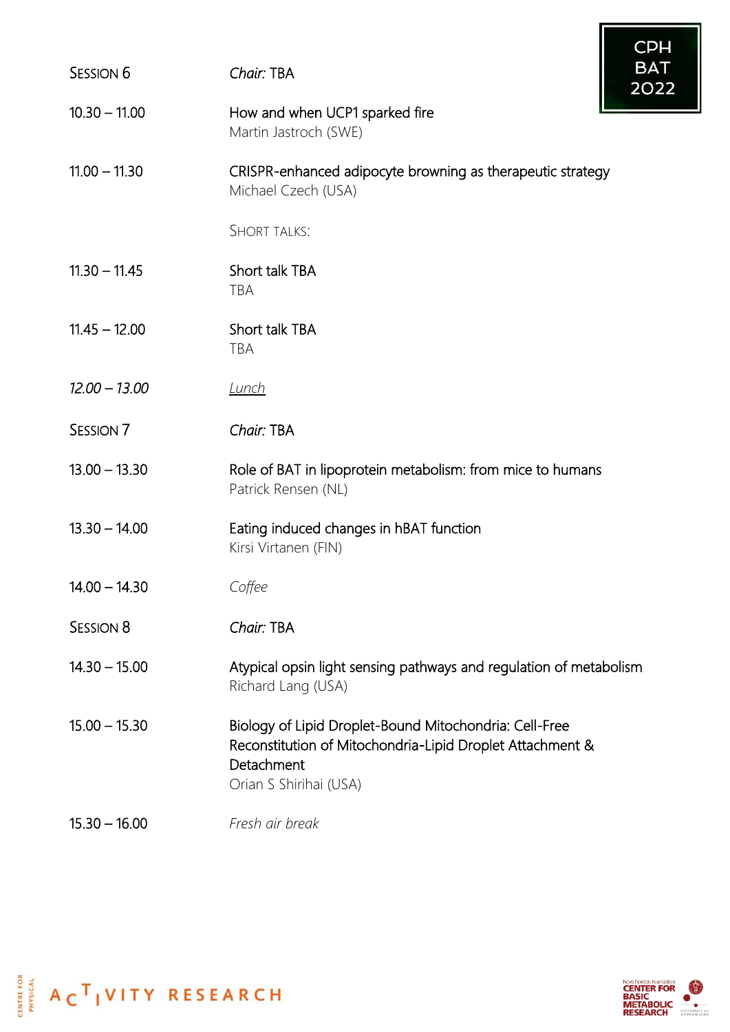CPH BAT 2022

| | |
|---|---|
| SESSION 6 | *Chair:* TBA |
| 10.30 – 11.00 | How and when UCP1 sparked fire<br>Martin Jastroch (SWE) |
| 11.00 – 11.30 | CRISPR-enhanced adipocyte browning as therapeutic strategy<br>Michael Czech (USA) |
| | SHORT TALKS: |
| 11.30 – 11.45 | Short talk TBA<br>TBA |
| 11.45 – 12.00 | Short talk TBA<br>TBA |
| *12.00 – 13.00* | *Lunch* |
| SESSION 7 | *Chair:* TBA |
| 13.00 – 13.30 | Role of BAT in lipoprotein metabolism: from mice to humans<br>Patrick Rensen (NL) |
| 13.30 – 14.00 | Eating induced changes in hBAT function<br>Kirsi Virtanen (FIN) |
| 14.00 – 14.30 | *Coffee* |
| SESSION 8 | *Chair:* TBA |
| 14.30 – 15.00 | Atypical opsin light sensing pathways and regulation of metabolism<br>Richard Lang (USA) |
| 15.00 – 15.30 | Biology of Lipid Droplet-Bound Mitochondria: Cell-Free Reconstitution of Mitochondria-Lipid Droplet Attachment & Detachment<br>Orian S Shirihai (USA) |
| 15.30 – 16.00 | *Fresh air break* |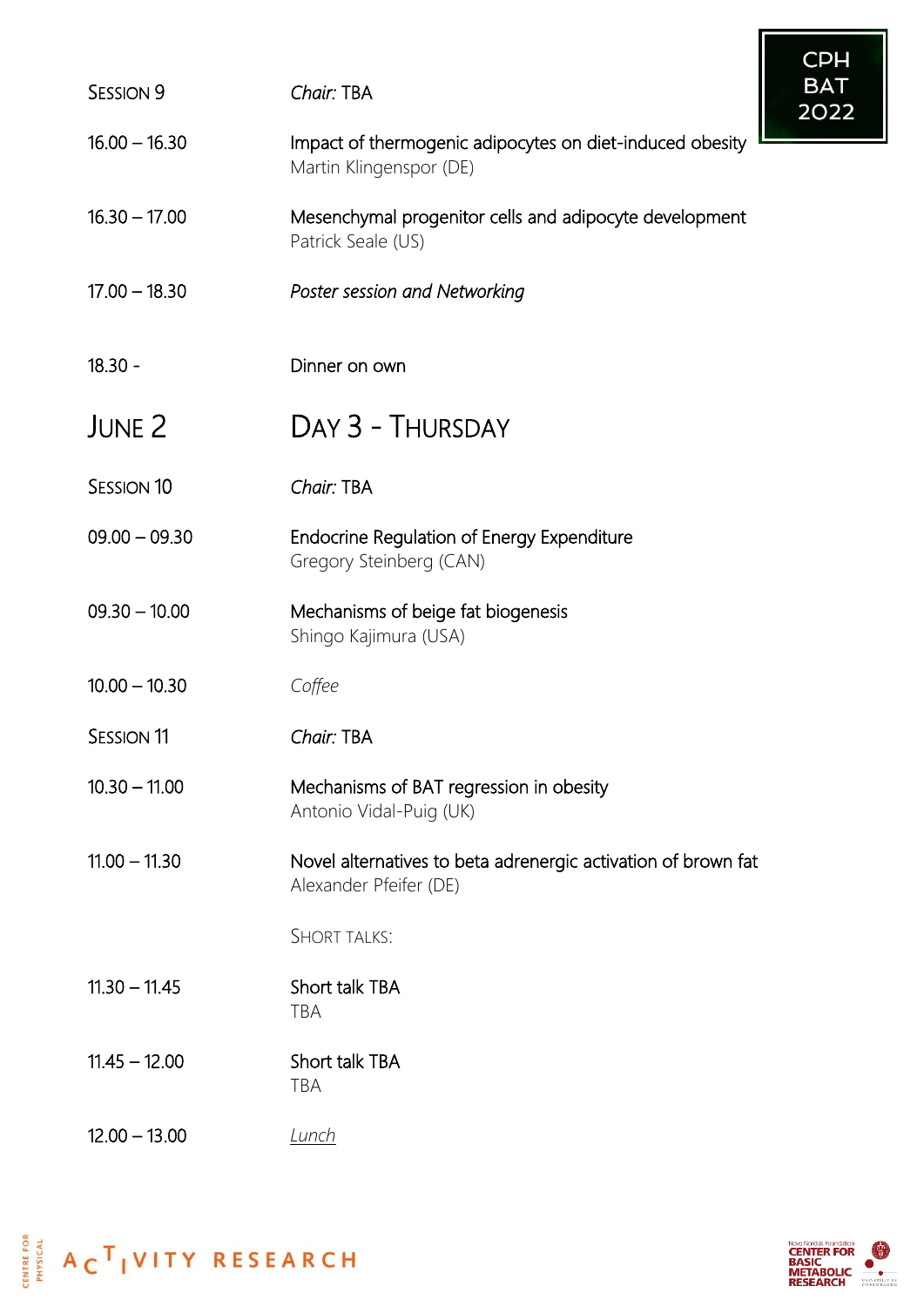| Session 9 | *Chair:* TBA |
|---|---|
| 16.00 – 16.30 | Impact of thermogenic adipocytes on diet-induced obesity<br>Martin Klingenspor (DE) |
| 16.30 – 17.00 | Mesenchymal progenitor cells and adipocyte development<br>Patrick Seale (US) |
| 17.00 – 18.30 | *Poster session and Networking* |
| 18.30 - | Dinner on own |

## June 2 — Day 3 - Thursday

| Session 10 | *Chair:* TBA |
|---|---|
| 09.00 – 09.30 | Endocrine Regulation of Energy Expenditure<br>Gregory Steinberg (CAN) |
| 09.30 – 10.00 | Mechanisms of beige fat biogenesis<br>Shingo Kajimura (USA) |
| 10.00 – 10.30 | *Coffee* |
| **Session 11** | *Chair:* TBA |
| 10.30 – 11.00 | Mechanisms of BAT regression in obesity<br>Antonio Vidal-Puig (UK) |
| 11.00 – 11.30 | Novel alternatives to beta adrenergic activation of brown fat<br>Alexander Pfeifer (DE) |
| | Short talks: |
| 11.30 – 11.45 | Short talk TBA<br>TBA |
| 11.45 – 12.00 | Short talk TBA<br>TBA |
| 12.00 – 13.00 | *Lunch* |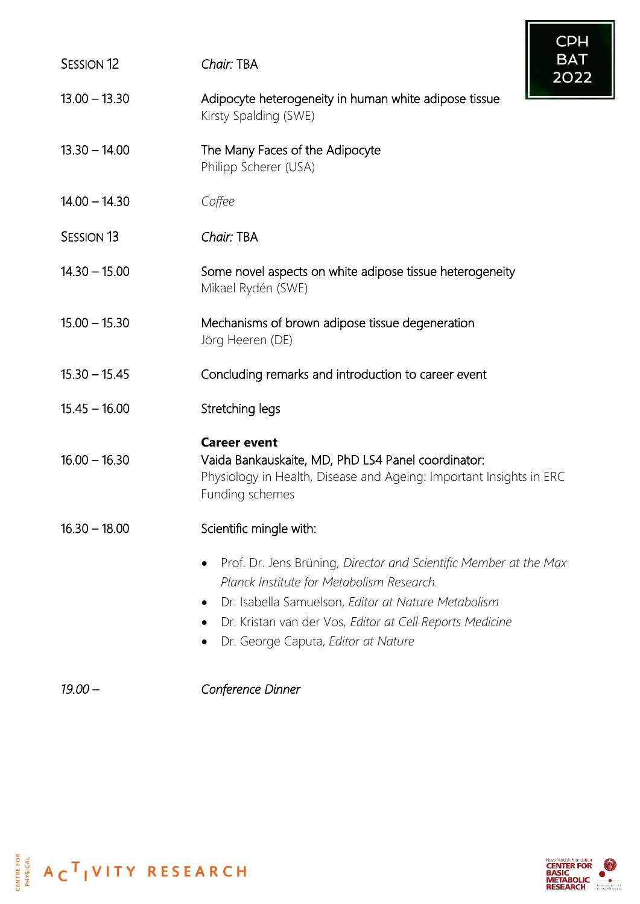| | |
|---|---|
| Session 12 | *Chair:* TBA |
| 13.00 – 13.30 | Adipocyte heterogeneity in human white adipose tissue<br>Kirsty Spalding (SWE) |
| 13.30 – 14.00 | The Many Faces of the Adipocyte<br>Philipp Scherer (USA) |
| 14.00 – 14.30 | *Coffee* |
| Session 13 | *Chair:* TBA |
| 14.30 – 15.00 | Some novel aspects on white adipose tissue heterogeneity<br>Mikael Rydén (SWE) |
| 15.00 – 15.30 | Mechanisms of brown adipose tissue degeneration<br>Jörg Heeren (DE) |
| 15.30 – 15.45 | Concluding remarks and introduction to career event |
| 15.45 – 16.00 | Stretching legs |
| 16.00 – 16.30 | **Career event**<br>Vaida Bankauskaite, MD, PhD LS4 Panel coordinator:<br>Physiology in Health, Disease and Ageing: Important Insights in ERC Funding schemes |
| 16.30 – 18.00 | Scientific mingle with: |

- Prof. Dr. Jens Brüning, *Director and Scientific Member at the Max Planck Institute for Metabolism Research.*
- Dr. Isabella Samuelson, *Editor at Nature Metabolism*
- Dr. Kristan van der Vos, *Editor at Cell Reports Medicine*
- Dr. George Caputa, *Editor at Nature*

| | |
|---|---|
| *19.00 –* | *Conference Dinner* |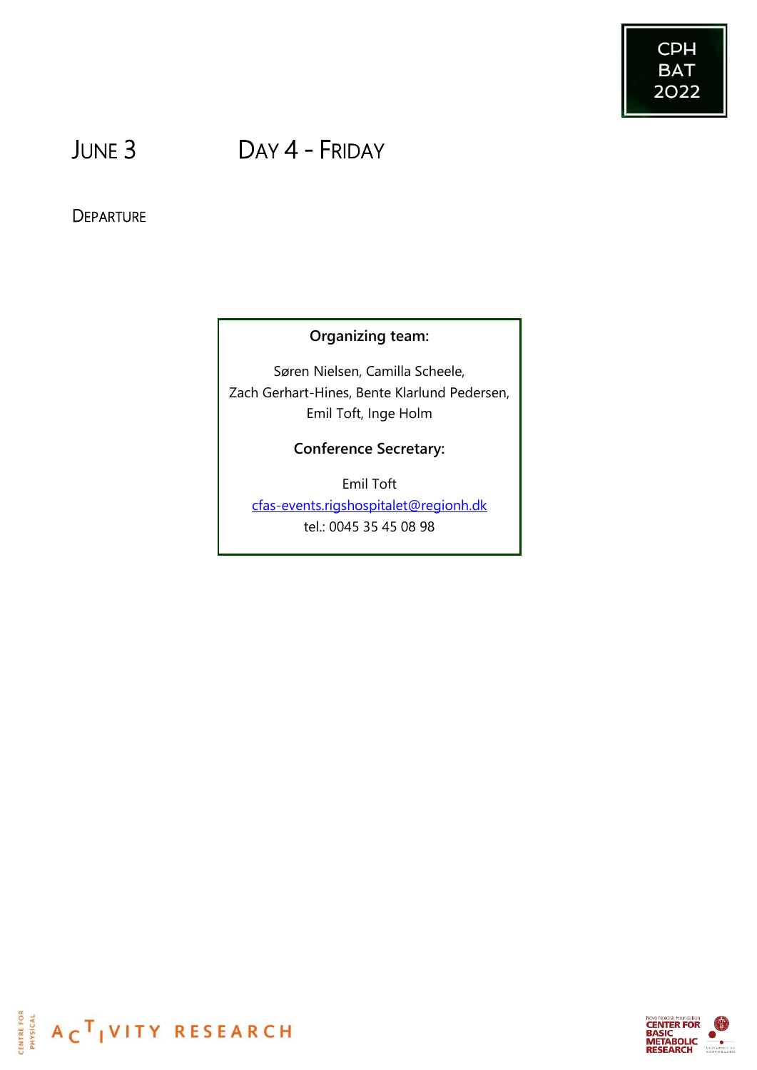## JUNE 3 DAY 4 - FRIDAY

DEPARTURE

**Organizing team:**

Søren Nielsen, Camilla Scheele,
Zach Gerhart-Hines, Bente Klarlund Pedersen,
Emil Toft, Inge Holm

**Conference Secretary:**

Emil Toft
cfas-events.rigshospitalet@regionh.dk
tel.: 0045 35 45 08 98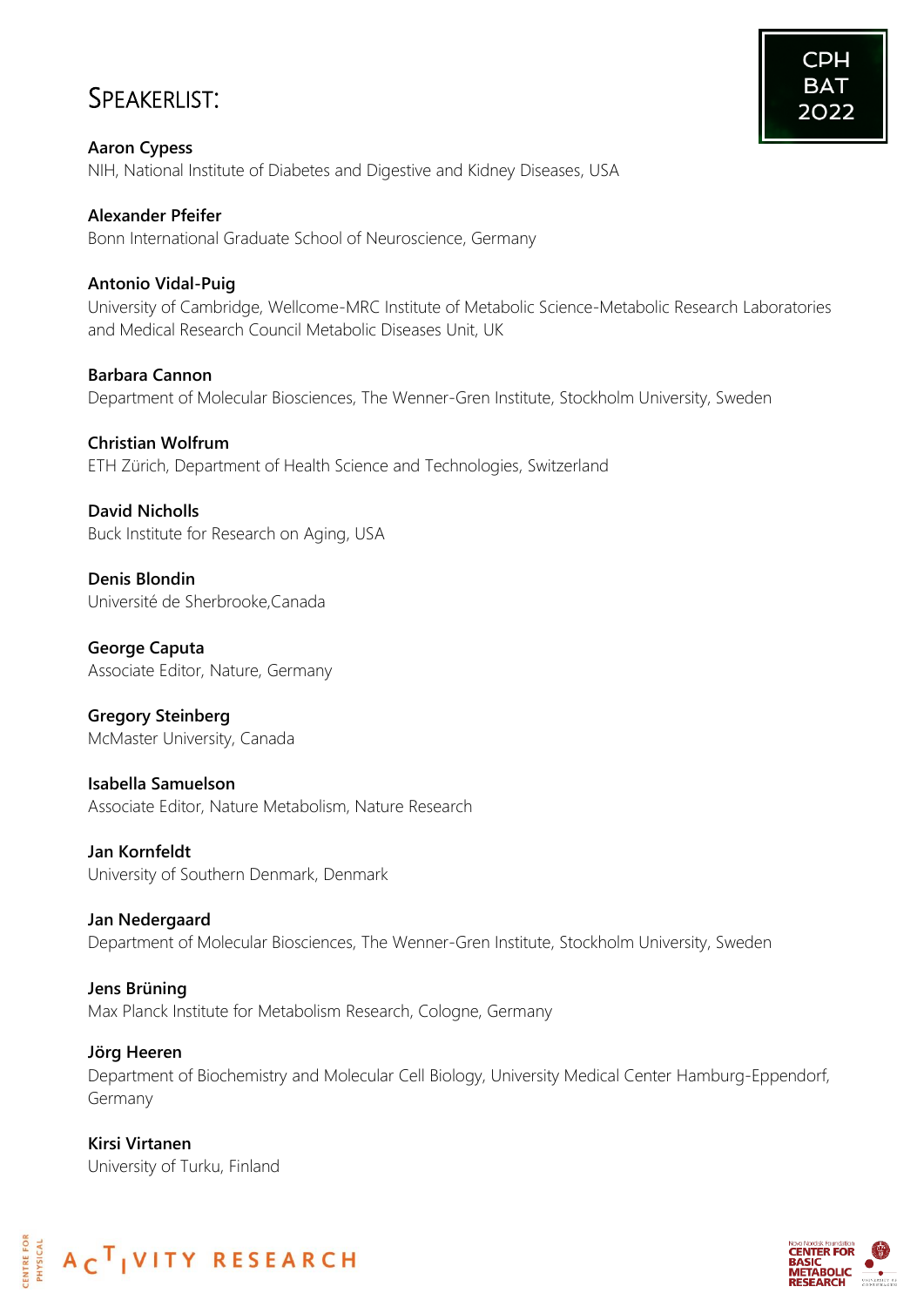# SPEAKERLIST:

**Aaron Cypess**
NIH, National Institute of Diabetes and Digestive and Kidney Diseases, USA

**Alexander Pfeifer**
Bonn International Graduate School of Neuroscience, Germany

**Antonio Vidal-Puig**
University of Cambridge, Wellcome-MRC Institute of Metabolic Science-Metabolic Research Laboratories and Medical Research Council Metabolic Diseases Unit, UK

**Barbara Cannon**
Department of Molecular Biosciences, The Wenner-Gren Institute, Stockholm University, Sweden

**Christian Wolfrum**
ETH Zürich, Department of Health Science and Technologies, Switzerland

**David Nicholls**
Buck Institute for Research on Aging, USA

**Denis Blondin**
Université de Sherbrooke,Canada

**George Caputa**
Associate Editor, Nature, Germany

**Gregory Steinberg**
McMaster University, Canada

**Isabella Samuelson**
Associate Editor, Nature Metabolism, Nature Research

**Jan Kornfeldt**
University of Southern Denmark, Denmark

**Jan Nedergaard**
Department of Molecular Biosciences, The Wenner-Gren Institute, Stockholm University, Sweden

**Jens Brüning**
Max Planck Institute for Metabolism Research, Cologne, Germany

**Jörg Heeren**
Department of Biochemistry and Molecular Cell Biology, University Medical Center Hamburg-Eppendorf, Germany

**Kirsi Virtanen**
University of Turku, Finland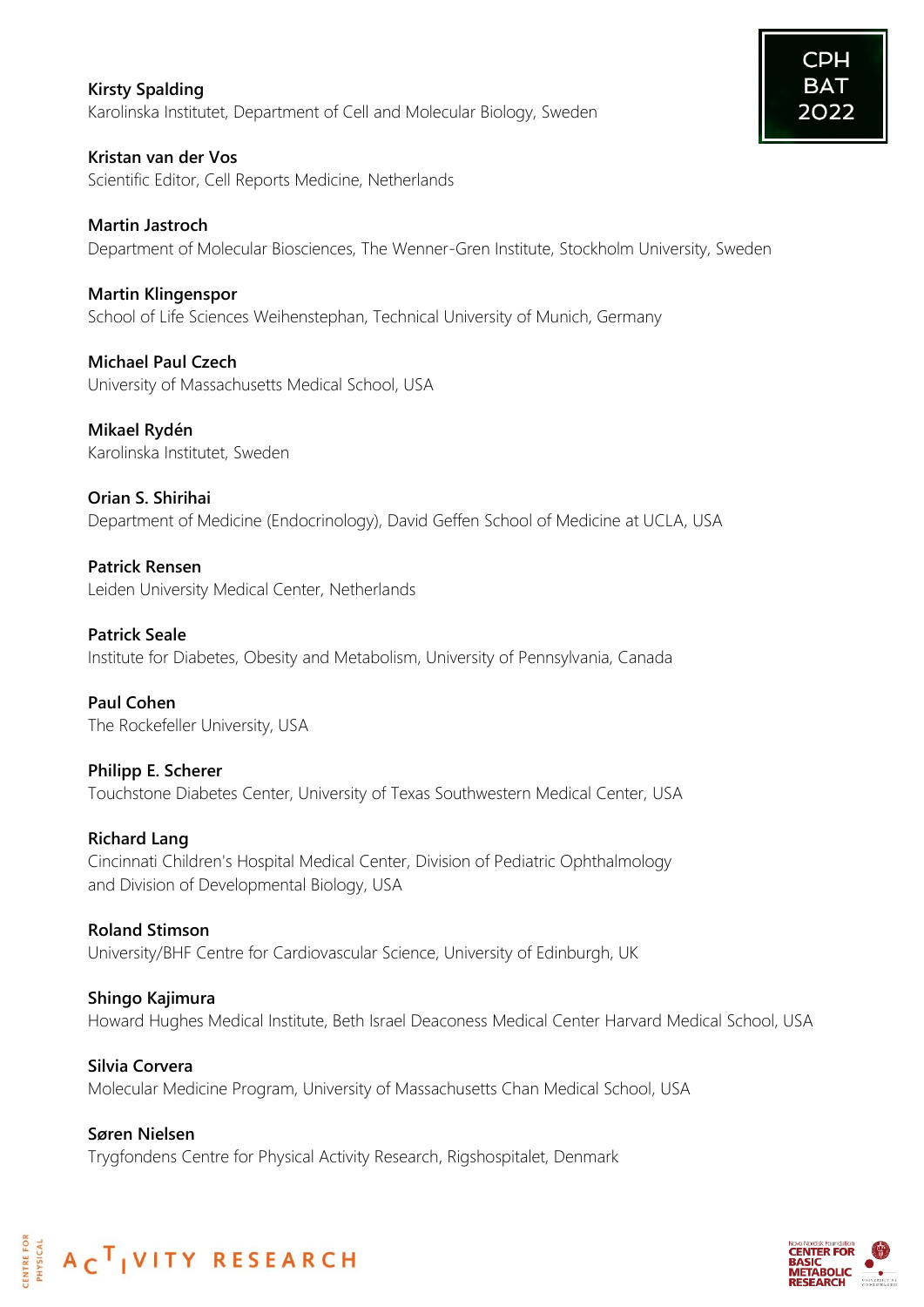**Kirsty Spalding**
Karolinska Institutet, Department of Cell and Molecular Biology, Sweden

**Kristan van der Vos**
Scientific Editor, Cell Reports Medicine, Netherlands

**Martin Jastroch**
Department of Molecular Biosciences, The Wenner-Gren Institute, Stockholm University, Sweden

**Martin Klingenspor**
School of Life Sciences Weihenstephan, Technical University of Munich, Germany

**Michael Paul Czech**
University of Massachusetts Medical School, USA

**Mikael Rydén**
Karolinska Institutet, Sweden

**Orian S. Shirihai**
Department of Medicine (Endocrinology), David Geffen School of Medicine at UCLA, USA

**Patrick Rensen**
Leiden University Medical Center, Netherlands

**Patrick Seale**
Institute for Diabetes, Obesity and Metabolism, University of Pennsylvania, Canada

**Paul Cohen**
The Rockefeller University, USA

**Philipp E. Scherer**
Touchstone Diabetes Center, University of Texas Southwestern Medical Center, USA

**Richard Lang**
Cincinnati Children's Hospital Medical Center, Division of Pediatric Ophthalmology and Division of Developmental Biology, USA

**Roland Stimson**
University/BHF Centre for Cardiovascular Science, University of Edinburgh, UK

**Shingo Kajimura**
Howard Hughes Medical Institute, Beth Israel Deaconess Medical Center Harvard Medical School, USA

**Silvia Corvera**
Molecular Medicine Program, University of Massachusetts Chan Medical School, USA

**Søren Nielsen**
Trygfondens Centre for Physical Activity Research, Rigshospitalet, Denmark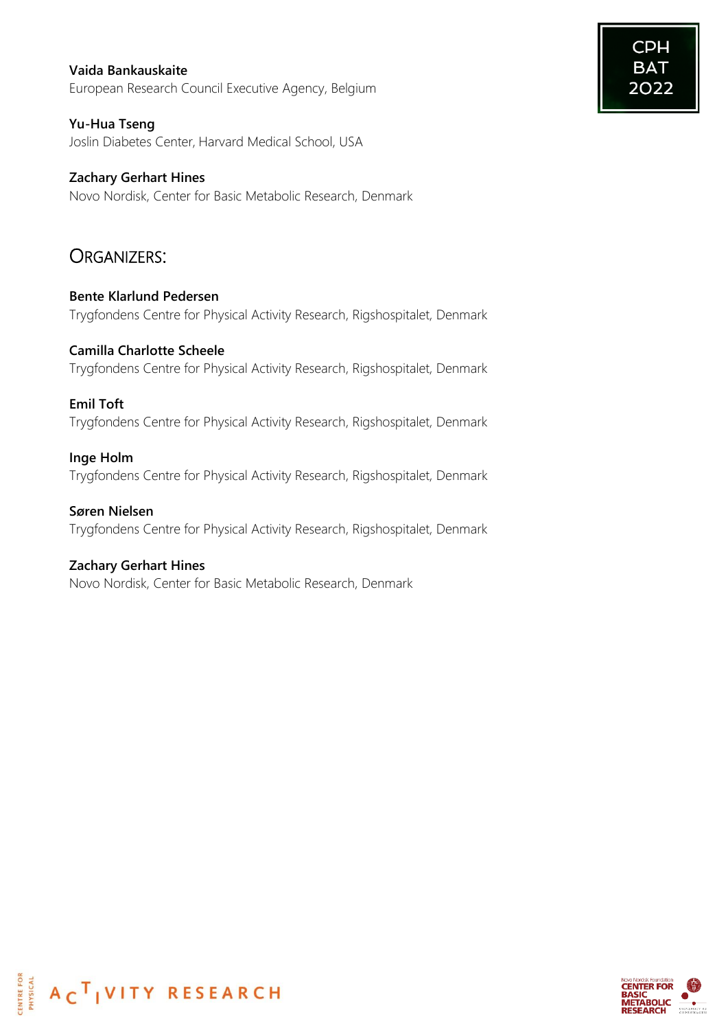**Vaida Bankauskaite**
European Research Council Executive Agency, Belgium

**Yu-Hua Tseng**
Joslin Diabetes Center, Harvard Medical School, USA

**Zachary Gerhart Hines**
Novo Nordisk, Center for Basic Metabolic Research, Denmark

## ORGANIZERS:

**Bente Klarlund Pedersen**
Trygfondens Centre for Physical Activity Research, Rigshospitalet, Denmark

**Camilla Charlotte Scheele**
Trygfondens Centre for Physical Activity Research, Rigshospitalet, Denmark

**Emil Toft**
Trygfondens Centre for Physical Activity Research, Rigshospitalet, Denmark

**Inge Holm**
Trygfondens Centre for Physical Activity Research, Rigshospitalet, Denmark

**Søren Nielsen**
Trygfondens Centre for Physical Activity Research, Rigshospitalet, Denmark

**Zachary Gerhart Hines**
Novo Nordisk, Center for Basic Metabolic Research, Denmark